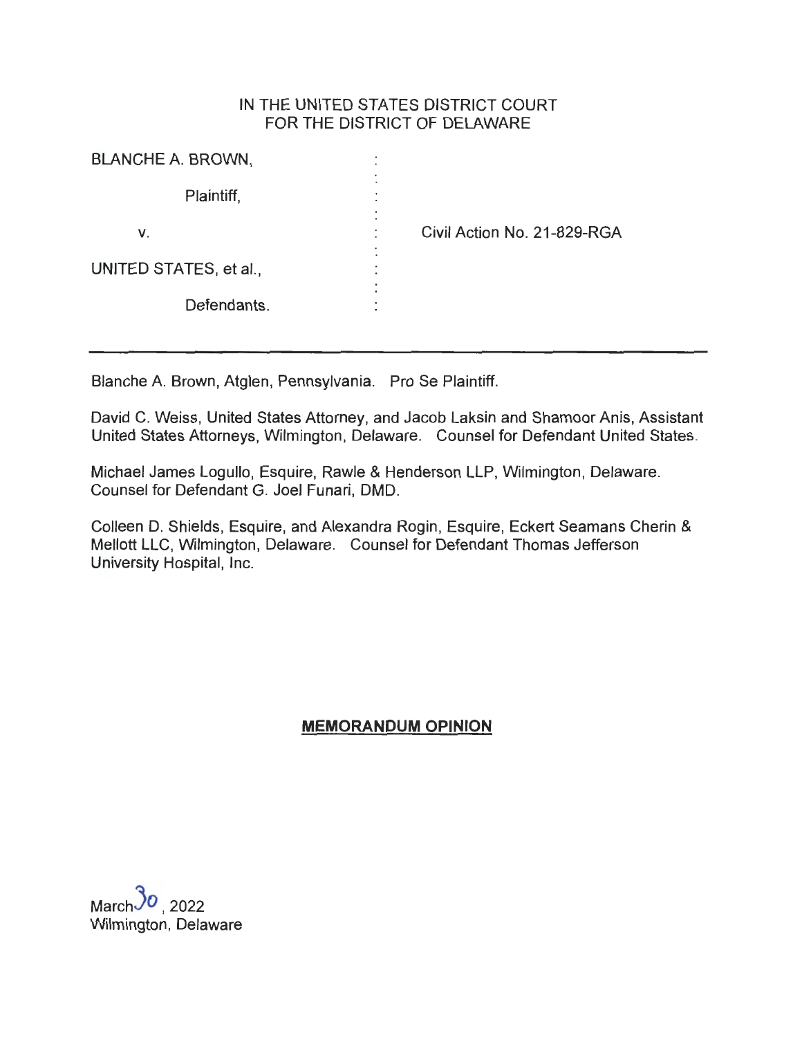IN THE UNITED STATES DISTRICT COURT
FOR THE DISTRICT OF DELAWARE

| | | |
|---|---|---|
| BLANCHE A. BROWN, | : | |
| Plaintiff, | : | |
| v. | : | Civil Action No. 21-829-RGA |
| UNITED STATES, et al., | : | |
| Defendants. | : | |

---

Blanche A. Brown, Atglen, Pennsylvania. Pro Se Plaintiff.

David C. Weiss, United States Attorney, and Jacob Laksin and Shamoor Anis, Assistant United States Attorneys, Wilmington, Delaware. Counsel for Defendant United States.

Michael James Logullo, Esquire, Rawle & Henderson LLP, Wilmington, Delaware. Counsel for Defendant G. Joel Funari, DMD.

Colleen D. Shields, Esquire, and Alexandra Rogin, Esquire, Eckert Seamans Cherin & Mellott LLC, Wilmington, Delaware. Counsel for Defendant Thomas Jefferson University Hospital, Inc.

**MEMORANDUM OPINION**

March 30, 2022
Wilmington, Delaware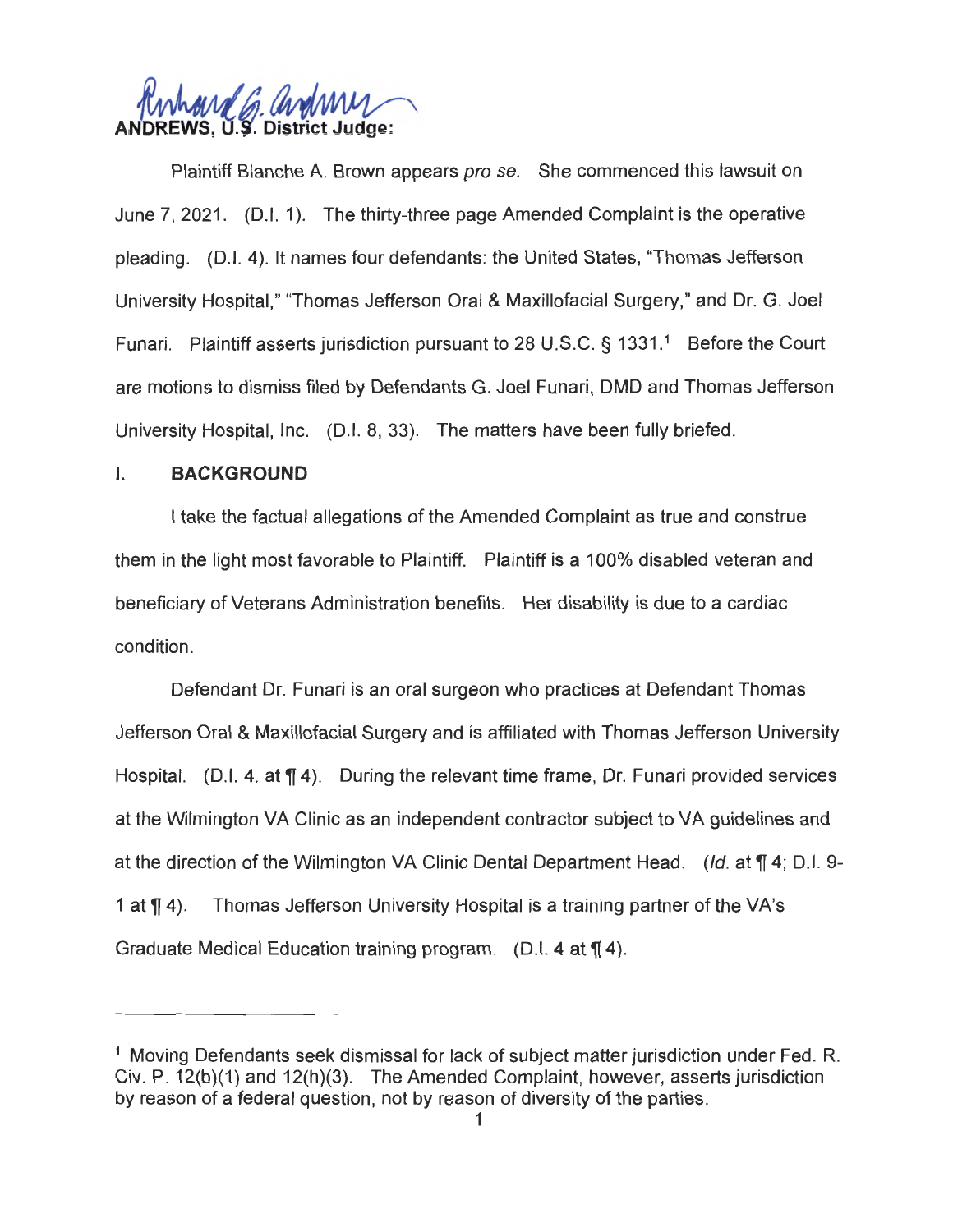ANDREWS, U.S. District Judge:

Plaintiff Blanche A. Brown appears *pro se*. She commenced this lawsuit on June 7, 2021. (D.I. 1). The thirty-three page Amended Complaint is the operative pleading. (D.I. 4). It names four defendants: the United States, "Thomas Jefferson University Hospital," "Thomas Jefferson Oral & Maxillofacial Surgery," and Dr. G. Joel Funari. Plaintiff asserts jurisdiction pursuant to 28 U.S.C. § 1331.[1] Before the Court are motions to dismiss filed by Defendants G. Joel Funari, DMD and Thomas Jefferson University Hospital, Inc. (D.I. 8, 33). The matters have been fully briefed.

## I. BACKGROUND

I take the factual allegations of the Amended Complaint as true and construe them in the light most favorable to Plaintiff. Plaintiff is a 100% disabled veteran and beneficiary of Veterans Administration benefits. Her disability is due to a cardiac condition.

Defendant Dr. Funari is an oral surgeon who practices at Defendant Thomas Jefferson Oral & Maxillofacial Surgery and is affiliated with Thomas Jefferson University Hospital. (D.I. 4. at ¶ 4). During the relevant time frame, Dr. Funari provided services at the Wilmington VA Clinic as an independent contractor subject to VA guidelines and at the direction of the Wilmington VA Clinic Dental Department Head. (*Id.* at ¶ 4; D.I. 9-1 at ¶ 4). Thomas Jefferson University Hospital is a training partner of the VA's Graduate Medical Education training program. (D.I. 4 at ¶ 4).

---

[1] Moving Defendants seek dismissal for lack of subject matter jurisdiction under Fed. R. Civ. P. 12(b)(1) and 12(h)(3). The Amended Complaint, however, asserts jurisdiction by reason of a federal question, not by reason of diversity of the parties.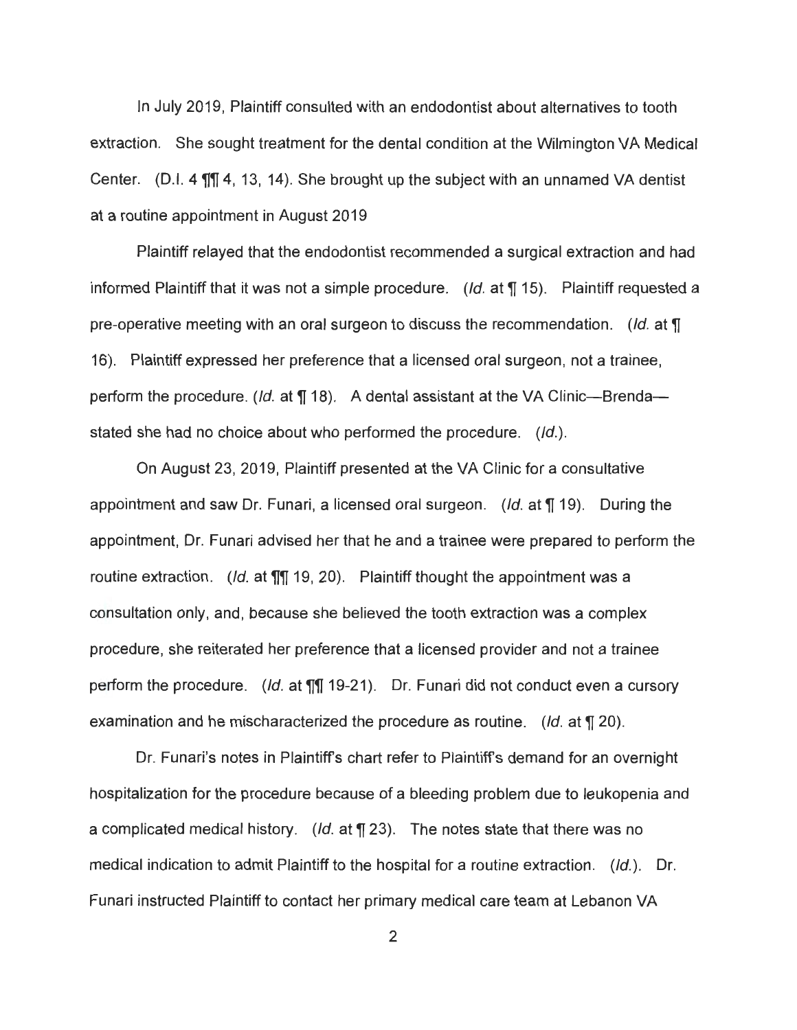In July 2019, Plaintiff consulted with an endodontist about alternatives to tooth extraction. She sought treatment for the dental condition at the Wilmington VA Medical Center. (D.I. 4 ¶¶ 4, 13, 14). She brought up the subject with an unnamed VA dentist at a routine appointment in August 2019

Plaintiff relayed that the endodontist recommended a surgical extraction and had informed Plaintiff that it was not a simple procedure. (*Id.* at ¶ 15). Plaintiff requested a pre-operative meeting with an oral surgeon to discuss the recommendation. (*Id.* at ¶ 16). Plaintiff expressed her preference that a licensed oral surgeon, not a trainee, perform the procedure. (*Id.* at ¶ 18). A dental assistant at the VA Clinic—Brenda—stated she had no choice about who performed the procedure. (*Id.*).

On August 23, 2019, Plaintiff presented at the VA Clinic for a consultative appointment and saw Dr. Funari, a licensed oral surgeon. (*Id.* at ¶ 19). During the appointment, Dr. Funari advised her that he and a trainee were prepared to perform the routine extraction. (*Id.* at ¶¶ 19, 20). Plaintiff thought the appointment was a consultation only, and, because she believed the tooth extraction was a complex procedure, she reiterated her preference that a licensed provider and not a trainee perform the procedure. (*Id.* at ¶¶ 19-21). Dr. Funari did not conduct even a cursory examination and he mischaracterized the procedure as routine. (*Id.* at ¶ 20).

Dr. Funari's notes in Plaintiff's chart refer to Plaintiff's demand for an overnight hospitalization for the procedure because of a bleeding problem due to leukopenia and a complicated medical history. (*Id.* at ¶ 23). The notes state that there was no medical indication to admit Plaintiff to the hospital for a routine extraction. (*Id.*). Dr. Funari instructed Plaintiff to contact her primary medical care team at Lebanon VA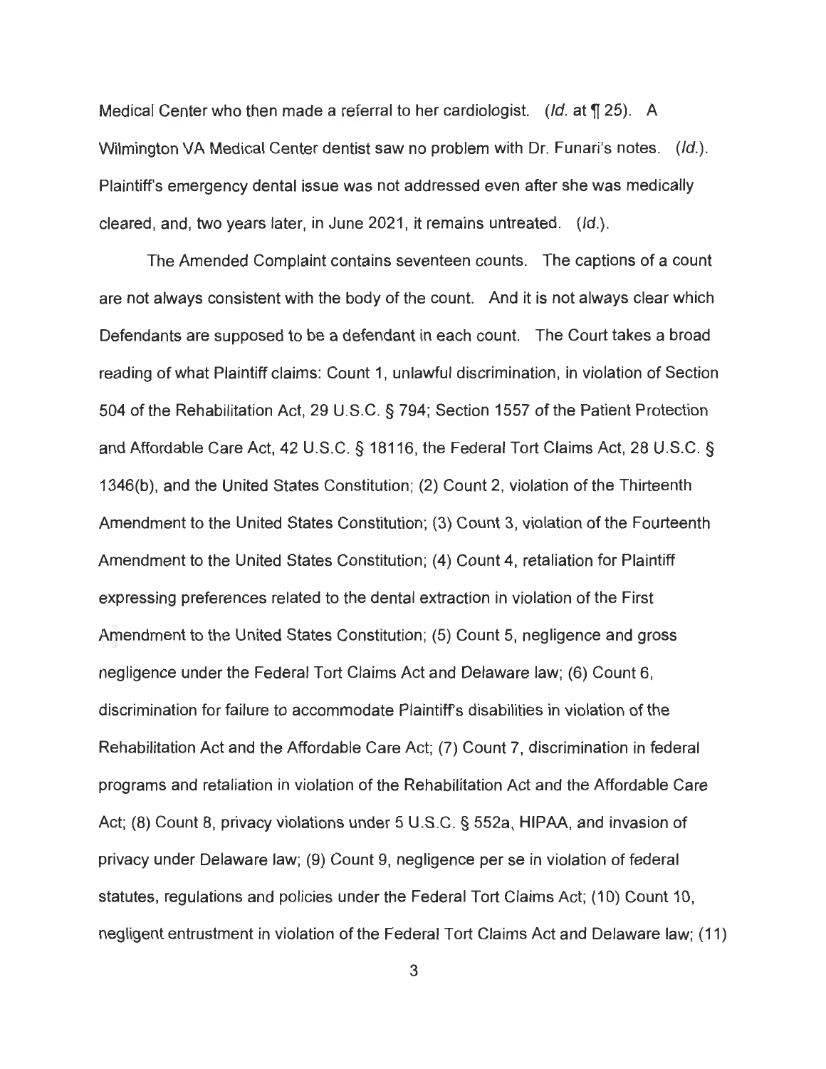Medical Center who then made a referral to her cardiologist. (*Id.* at ¶ 25). A Wilmington VA Medical Center dentist saw no problem with Dr. Funari's notes. (*Id.*). Plaintiff's emergency dental issue was not addressed even after she was medically cleared, and, two years later, in June 2021, it remains untreated. (*Id.*).

The Amended Complaint contains seventeen counts. The captions of a count are not always consistent with the body of the count. And it is not always clear which Defendants are supposed to be a defendant in each count. The Court takes a broad reading of what Plaintiff claims: Count 1, unlawful discrimination, in violation of Section 504 of the Rehabilitation Act, 29 U.S.C. § 794; Section 1557 of the Patient Protection and Affordable Care Act, 42 U.S.C. § 18116, the Federal Tort Claims Act, 28 U.S.C. § 1346(b), and the United States Constitution; (2) Count 2, violation of the Thirteenth Amendment to the United States Constitution; (3) Count 3, violation of the Fourteenth Amendment to the United States Constitution; (4) Count 4, retaliation for Plaintiff expressing preferences related to the dental extraction in violation of the First Amendment to the United States Constitution; (5) Count 5, negligence and gross negligence under the Federal Tort Claims Act and Delaware law; (6) Count 6, discrimination for failure to accommodate Plaintiff's disabilities in violation of the Rehabilitation Act and the Affordable Care Act; (7) Count 7, discrimination in federal programs and retaliation in violation of the Rehabilitation Act and the Affordable Care Act; (8) Count 8, privacy violations under 5 U.S.C. § 552a, HIPAA, and invasion of privacy under Delaware law; (9) Count 9, negligence per se in violation of federal statutes, regulations and policies under the Federal Tort Claims Act; (10) Count 10, negligent entrustment in violation of the Federal Tort Claims Act and Delaware law; (11)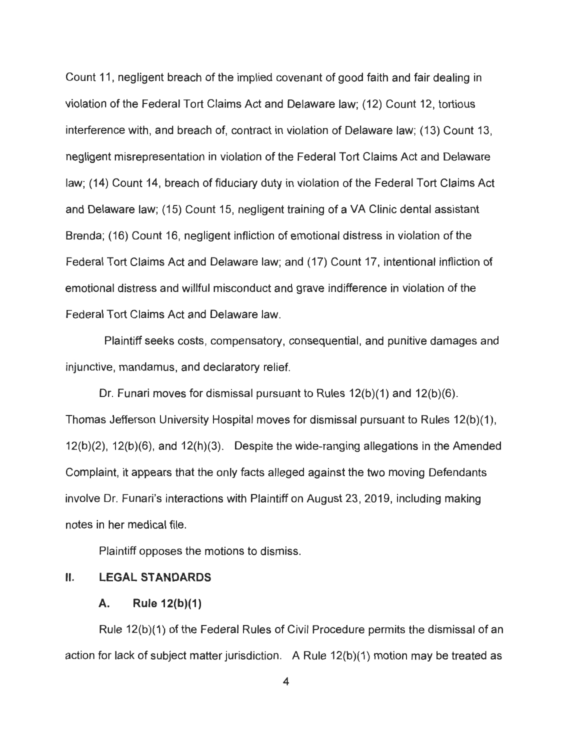Count 11, negligent breach of the implied covenant of good faith and fair dealing in violation of the Federal Tort Claims Act and Delaware law; (12) Count 12, tortious interference with, and breach of, contract in violation of Delaware law; (13) Count 13, negligent misrepresentation in violation of the Federal Tort Claims Act and Delaware law; (14) Count 14, breach of fiduciary duty in violation of the Federal Tort Claims Act and Delaware law; (15) Count 15, negligent training of a VA Clinic dental assistant Brenda; (16) Count 16, negligent infliction of emotional distress in violation of the Federal Tort Claims Act and Delaware law; and (17) Count 17, intentional infliction of emotional distress and willful misconduct and grave indifference in violation of the Federal Tort Claims Act and Delaware law.

Plaintiff seeks costs, compensatory, consequential, and punitive damages and injunctive, mandamus, and declaratory relief.

Dr. Funari moves for dismissal pursuant to Rules 12(b)(1) and 12(b)(6). Thomas Jefferson University Hospital moves for dismissal pursuant to Rules 12(b)(1), 12(b)(2), 12(b)(6), and 12(h)(3). Despite the wide-ranging allegations in the Amended Complaint, it appears that the only facts alleged against the two moving Defendants involve Dr. Funari's interactions with Plaintiff on August 23, 2019, including making notes in her medical file.

Plaintiff opposes the motions to dismiss.

## II. LEGAL STANDARDS

### A. Rule 12(b)(1)

Rule 12(b)(1) of the Federal Rules of Civil Procedure permits the dismissal of an action for lack of subject matter jurisdiction. A Rule 12(b)(1) motion may be treated as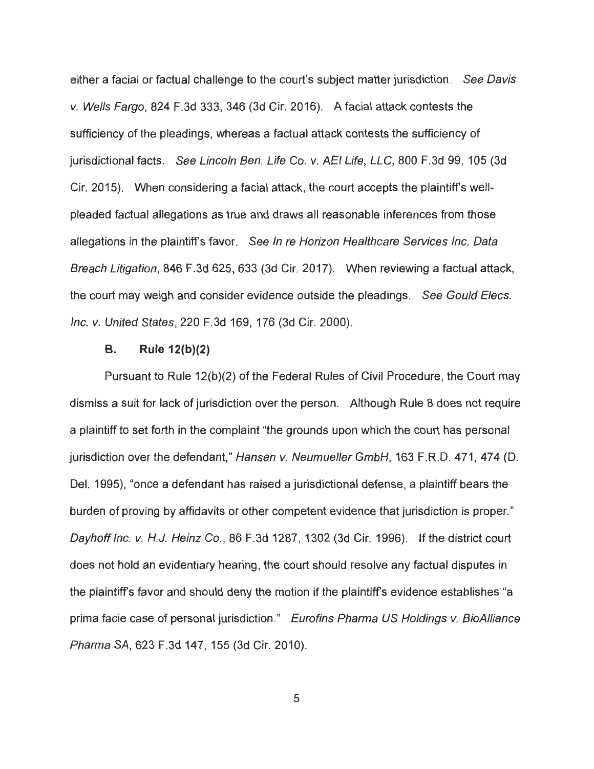either a facial or factual challenge to the court's subject matter jurisdiction. *See Davis v. Wells Fargo*, 824 F.3d 333, 346 (3d Cir. 2016). A facial attack contests the sufficiency of the pleadings, whereas a factual attack contests the sufficiency of jurisdictional facts. *See Lincoln Ben. Life Co. v. AEI Life, LLC*, 800 F.3d 99, 105 (3d Cir. 2015). When considering a facial attack, the court accepts the plaintiff's well-pleaded factual allegations as true and draws all reasonable inferences from those allegations in the plaintiff's favor. *See In re Horizon Healthcare Services Inc. Data Breach Litigation*, 846 F.3d 625, 633 (3d Cir. 2017). When reviewing a factual attack, the court may weigh and consider evidence outside the pleadings. *See Gould Elecs. Inc. v. United States*, 220 F.3d 169, 176 (3d Cir. 2000).

### B. Rule 12(b)(2)

Pursuant to Rule 12(b)(2) of the Federal Rules of Civil Procedure, the Court may dismiss a suit for lack of jurisdiction over the person. Although Rule 8 does not require a plaintiff to set forth in the complaint "the grounds upon which the court has personal jurisdiction over the defendant," *Hansen v. Neumueller GmbH*, 163 F.R.D. 471, 474 (D. Del. 1995), "once a defendant has raised a jurisdictional defense, a plaintiff bears the burden of proving by affidavits or other competent evidence that jurisdiction is proper." *Dayhoff Inc. v. H.J. Heinz Co.*, 86 F.3d 1287, 1302 (3d Cir. 1996). If the district court does not hold an evidentiary hearing, the court should resolve any factual disputes in the plaintiff's favor and should deny the motion if the plaintiff's evidence establishes "a prima facie case of personal jurisdiction." *Eurofins Pharma US Holdings v. BioAlliance Pharma SA*, 623 F.3d 147, 155 (3d Cir. 2010).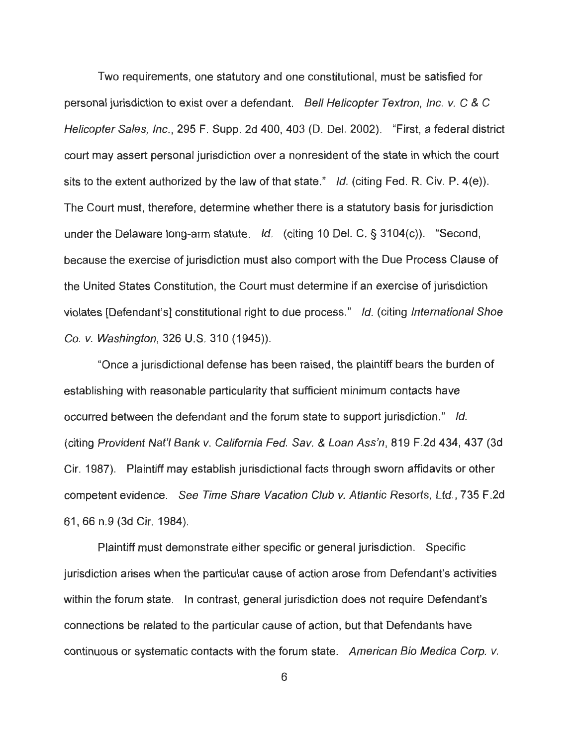Two requirements, one statutory and one constitutional, must be satisfied for personal jurisdiction to exist over a defendant. *Bell Helicopter Textron, Inc. v. C & C Helicopter Sales, Inc.*, 295 F. Supp. 2d 400, 403 (D. Del. 2002). "First, a federal district court may assert personal jurisdiction over a nonresident of the state in which the court sits to the extent authorized by the law of that state." *Id.* (citing Fed. R. Civ. P. 4(e)). The Court must, therefore, determine whether there is a statutory basis for jurisdiction under the Delaware long-arm statute. *Id.* (citing 10 Del. C. § 3104(c)). "Second, because the exercise of jurisdiction must also comport with the Due Process Clause of the United States Constitution, the Court must determine if an exercise of jurisdiction violates [Defendant's] constitutional right to due process." *Id.* (citing *International Shoe Co. v. Washington*, 326 U.S. 310 (1945)).

"Once a jurisdictional defense has been raised, the plaintiff bears the burden of establishing with reasonable particularity that sufficient minimum contacts have occurred between the defendant and the forum state to support jurisdiction." *Id.* (citing *Provident Nat'l Bank v. California Fed. Sav. & Loan Ass'n*, 819 F.2d 434, 437 (3d Cir. 1987). Plaintiff may establish jurisdictional facts through sworn affidavits or other competent evidence. *See Time Share Vacation Club v. Atlantic Resorts, Ltd.*, 735 F.2d 61, 66 n.9 (3d Cir. 1984).

Plaintiff must demonstrate either specific or general jurisdiction. Specific jurisdiction arises when the particular cause of action arose from Defendant's activities within the forum state. In contrast, general jurisdiction does not require Defendant's connections be related to the particular cause of action, but that Defendants have continuous or systematic contacts with the forum state. *American Bio Medica Corp. v.*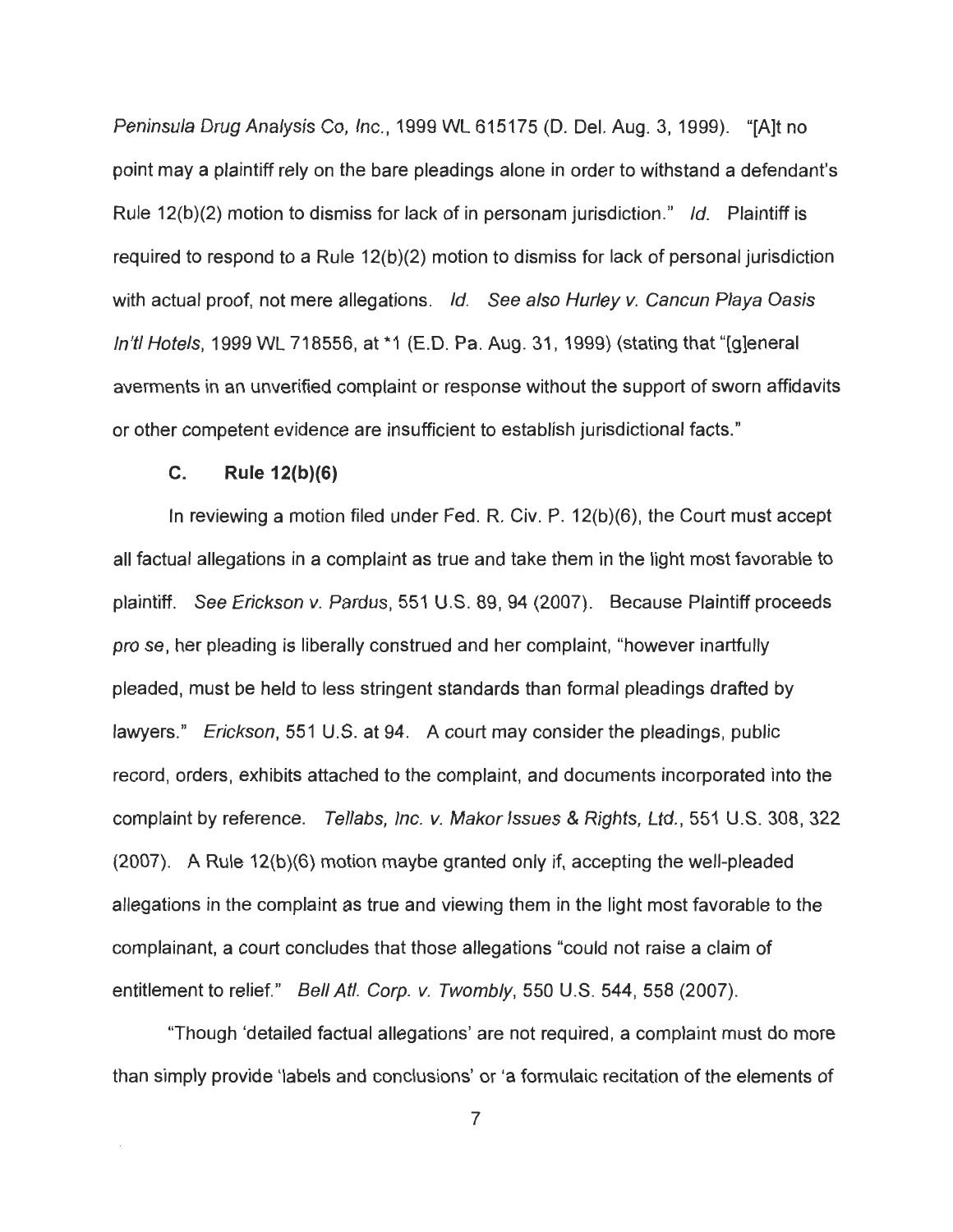*Peninsula Drug Analysis Co, Inc.*, 1999 WL 615175 (D. Del. Aug. 3, 1999). "[A]t no point may a plaintiff rely on the bare pleadings alone in order to withstand a defendant's Rule 12(b)(2) motion to dismiss for lack of in personam jurisdiction." *Id.* Plaintiff is required to respond to a Rule 12(b)(2) motion to dismiss for lack of personal jurisdiction with actual proof, not mere allegations. *Id.* *See also Hurley v. Cancun Playa Oasis In'tl Hotels*, 1999 WL 718556, at *1 (E.D. Pa. Aug. 31, 1999) (stating that "[g]eneral averments in an unverified complaint or response without the support of sworn affidavits or other competent evidence are insufficient to establish jurisdictional facts."

### C. Rule 12(b)(6)

In reviewing a motion filed under Fed. R. Civ. P. 12(b)(6), the Court must accept all factual allegations in a complaint as true and take them in the light most favorable to plaintiff. *See Erickson v. Pardus*, 551 U.S. 89, 94 (2007). Because Plaintiff proceeds *pro se*, her pleading is liberally construed and her complaint, "however inartfully pleaded, must be held to less stringent standards than formal pleadings drafted by lawyers." *Erickson*, 551 U.S. at 94. A court may consider the pleadings, public record, orders, exhibits attached to the complaint, and documents incorporated into the complaint by reference. *Tellabs, Inc. v. Makor Issues & Rights, Ltd.*, 551 U.S. 308, 322 (2007). A Rule 12(b)(6) motion maybe granted only if, accepting the well-pleaded allegations in the complaint as true and viewing them in the light most favorable to the complainant, a court concludes that those allegations "could not raise a claim of entitlement to relief." *Bell Atl. Corp. v. Twombly*, 550 U.S. 544, 558 (2007).

"Though 'detailed factual allegations' are not required, a complaint must do more than simply provide 'labels and conclusions' or 'a formulaic recitation of the elements of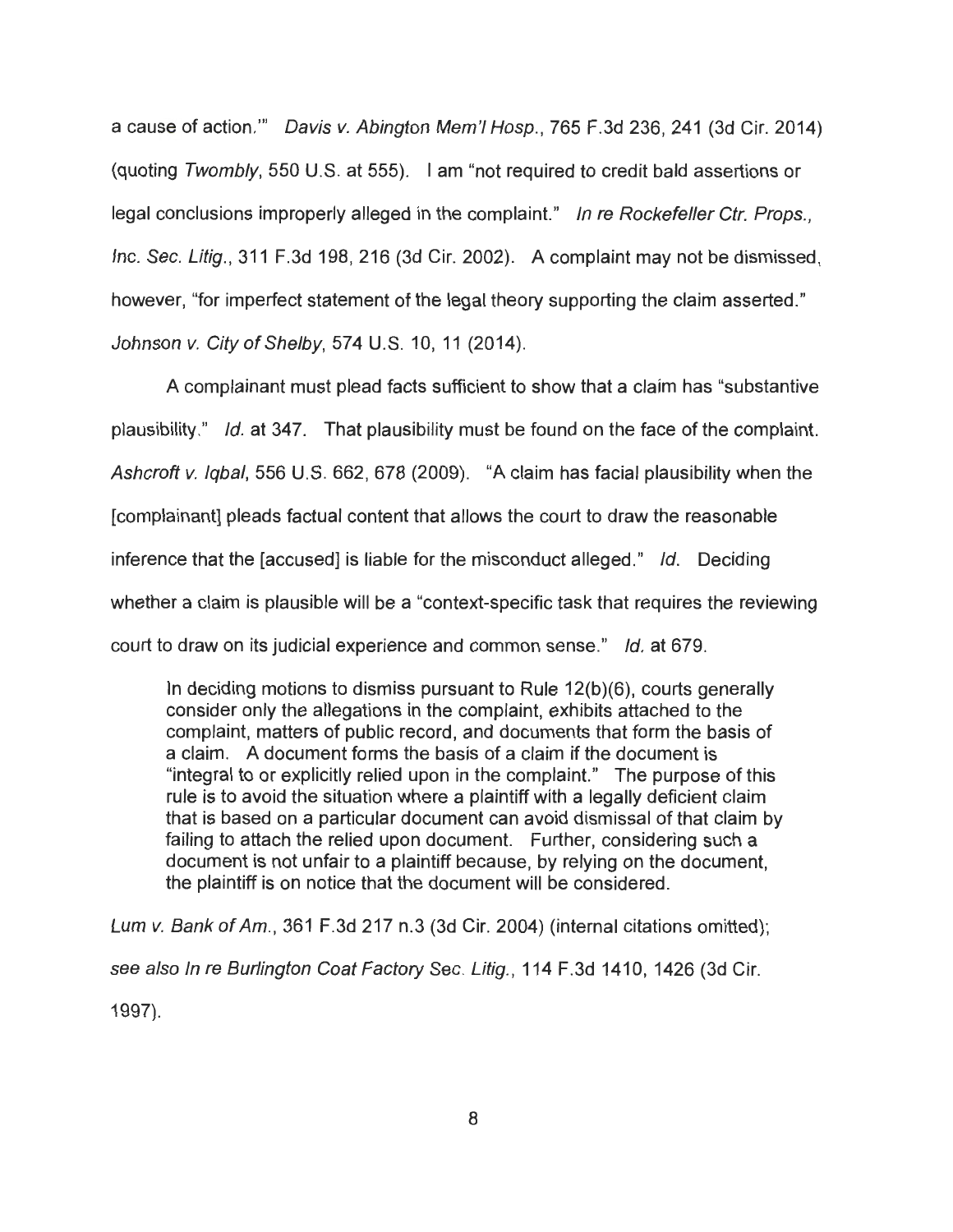a cause of action.'" *Davis v. Abington Mem'l Hosp.*, 765 F.3d 236, 241 (3d Cir. 2014) (quoting *Twombly*, 550 U.S. at 555). I am "not required to credit bald assertions or legal conclusions improperly alleged in the complaint." *In re Rockefeller Ctr. Props., Inc. Sec. Litig.*, 311 F.3d 198, 216 (3d Cir. 2002). A complaint may not be dismissed, however, "for imperfect statement of the legal theory supporting the claim asserted." *Johnson v. City of Shelby*, 574 U.S. 10, 11 (2014).

A complainant must plead facts sufficient to show that a claim has "substantive plausibility." *Id.* at 347. That plausibility must be found on the face of the complaint. *Ashcroft v. Iqbal*, 556 U.S. 662, 678 (2009). "A claim has facial plausibility when the [complainant] pleads factual content that allows the court to draw the reasonable inference that the [accused] is liable for the misconduct alleged." *Id.* Deciding whether a claim is plausible will be a "context-specific task that requires the reviewing court to draw on its judicial experience and common sense." *Id.* at 679.

> In deciding motions to dismiss pursuant to Rule 12(b)(6), courts generally consider only the allegations in the complaint, exhibits attached to the complaint, matters of public record, and documents that form the basis of a claim. A document forms the basis of a claim if the document is "integral to or explicitly relied upon in the complaint." The purpose of this rule is to avoid the situation where a plaintiff with a legally deficient claim that is based on a particular document can avoid dismissal of that claim by failing to attach the relied upon document. Further, considering such a document is not unfair to a plaintiff because, by relying on the document, the plaintiff is on notice that the document will be considered.

*Lum v. Bank of Am.*, 361 F.3d 217 n.3 (3d Cir. 2004) (internal citations omitted); *see also In re Burlington Coat Factory Sec. Litig.*, 114 F.3d 1410, 1426 (3d Cir. 1997).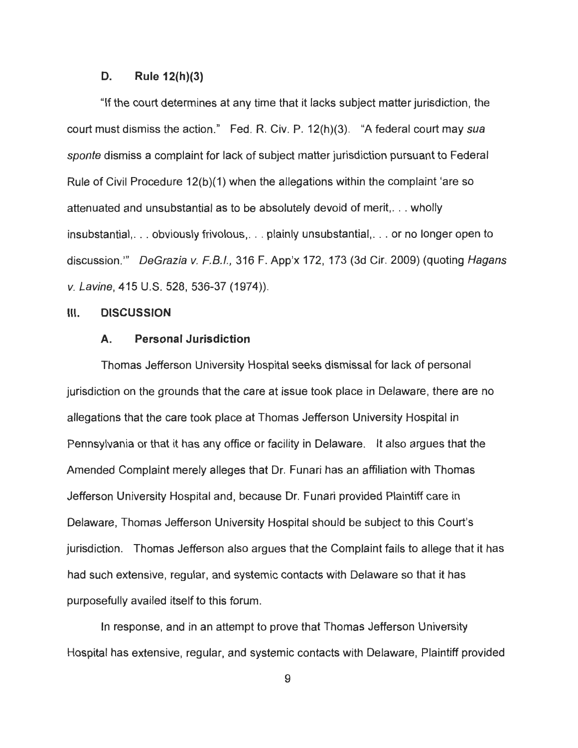### D. Rule 12(h)(3)

"If the court determines at any time that it lacks subject matter jurisdiction, the court must dismiss the action." Fed. R. Civ. P. 12(h)(3). "A federal court may *sua sponte* dismiss a complaint for lack of subject matter jurisdiction pursuant to Federal Rule of Civil Procedure 12(b)(1) when the allegations within the complaint 'are so attenuated and unsubstantial as to be absolutely devoid of merit,. . . wholly insubstantial,. . . obviously frivolous,. . . plainly unsubstantial,. . . or no longer open to discussion.'" *DeGrazia v. F.B.I.*, 316 F. App'x 172, 173 (3d Cir. 2009) (quoting *Hagans v. Lavine*, 415 U.S. 528, 536-37 (1974)).

## III. DISCUSSION

### A. Personal Jurisdiction

Thomas Jefferson University Hospital seeks dismissal for lack of personal jurisdiction on the grounds that the care at issue took place in Delaware, there are no allegations that the care took place at Thomas Jefferson University Hospital in Pennsylvania or that it has any office or facility in Delaware. It also argues that the Amended Complaint merely alleges that Dr. Funari has an affiliation with Thomas Jefferson University Hospital and, because Dr. Funari provided Plaintiff care in Delaware, Thomas Jefferson University Hospital should be subject to this Court's jurisdiction. Thomas Jefferson also argues that the Complaint fails to allege that it has had such extensive, regular, and systemic contacts with Delaware so that it has purposefully availed itself to this forum.

In response, and in an attempt to prove that Thomas Jefferson University Hospital has extensive, regular, and systemic contacts with Delaware, Plaintiff provided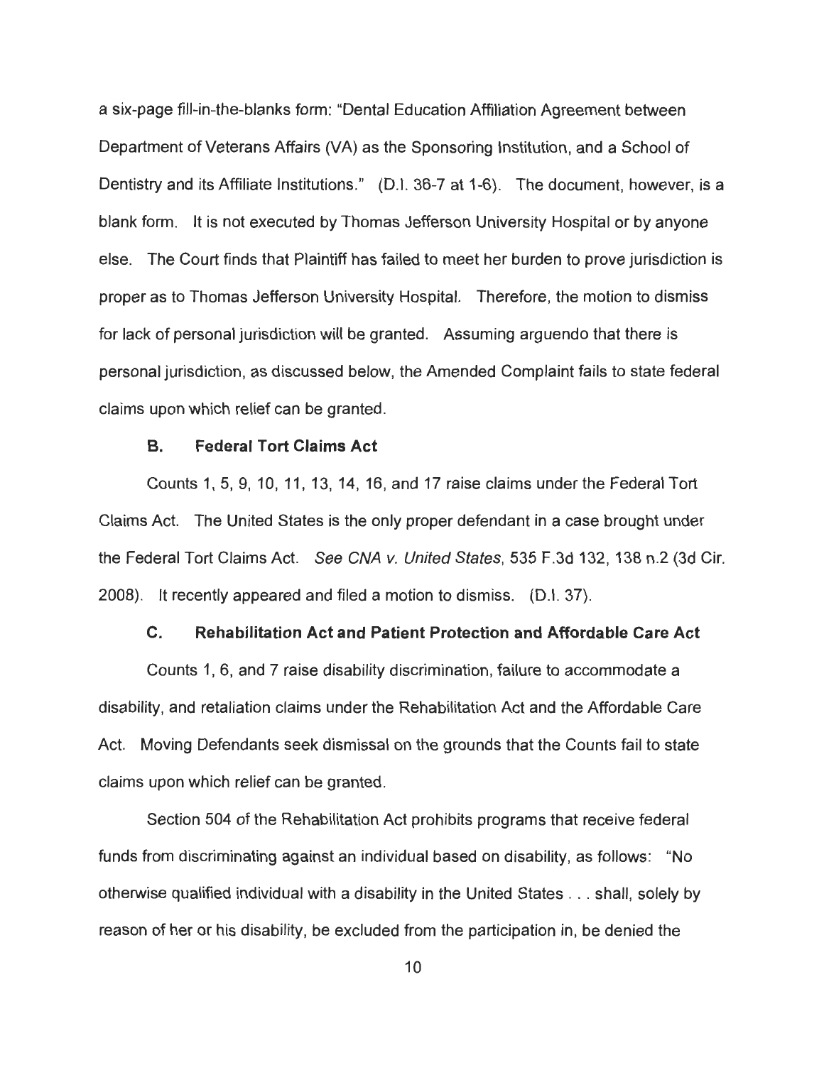a six-page fill-in-the-blanks form: "Dental Education Affiliation Agreement between Department of Veterans Affairs (VA) as the Sponsoring Institution, and a School of Dentistry and its Affiliate Institutions." (D.I. 36-7 at 1-6). The document, however, is a blank form. It is not executed by Thomas Jefferson University Hospital or by anyone else. The Court finds that Plaintiff has failed to meet her burden to prove jurisdiction is proper as to Thomas Jefferson University Hospital. Therefore, the motion to dismiss for lack of personal jurisdiction will be granted. Assuming arguendo that there is personal jurisdiction, as discussed below, the Amended Complaint fails to state federal claims upon which relief can be granted.

### B. Federal Tort Claims Act

Counts 1, 5, 9, 10, 11, 13, 14, 16, and 17 raise claims under the Federal Tort Claims Act. The United States is the only proper defendant in a case brought under the Federal Tort Claims Act. *See CNA v. United States*, 535 F.3d 132, 138 n.2 (3d Cir. 2008). It recently appeared and filed a motion to dismiss. (D.I. 37).

### C. Rehabilitation Act and Patient Protection and Affordable Care Act

Counts 1, 6, and 7 raise disability discrimination, failure to accommodate a disability, and retaliation claims under the Rehabilitation Act and the Affordable Care Act. Moving Defendants seek dismissal on the grounds that the Counts fail to state claims upon which relief can be granted.

Section 504 of the Rehabilitation Act prohibits programs that receive federal funds from discriminating against an individual based on disability, as follows: "No otherwise qualified individual with a disability in the United States . . . shall, solely by reason of her or his disability, be excluded from the participation in, be denied the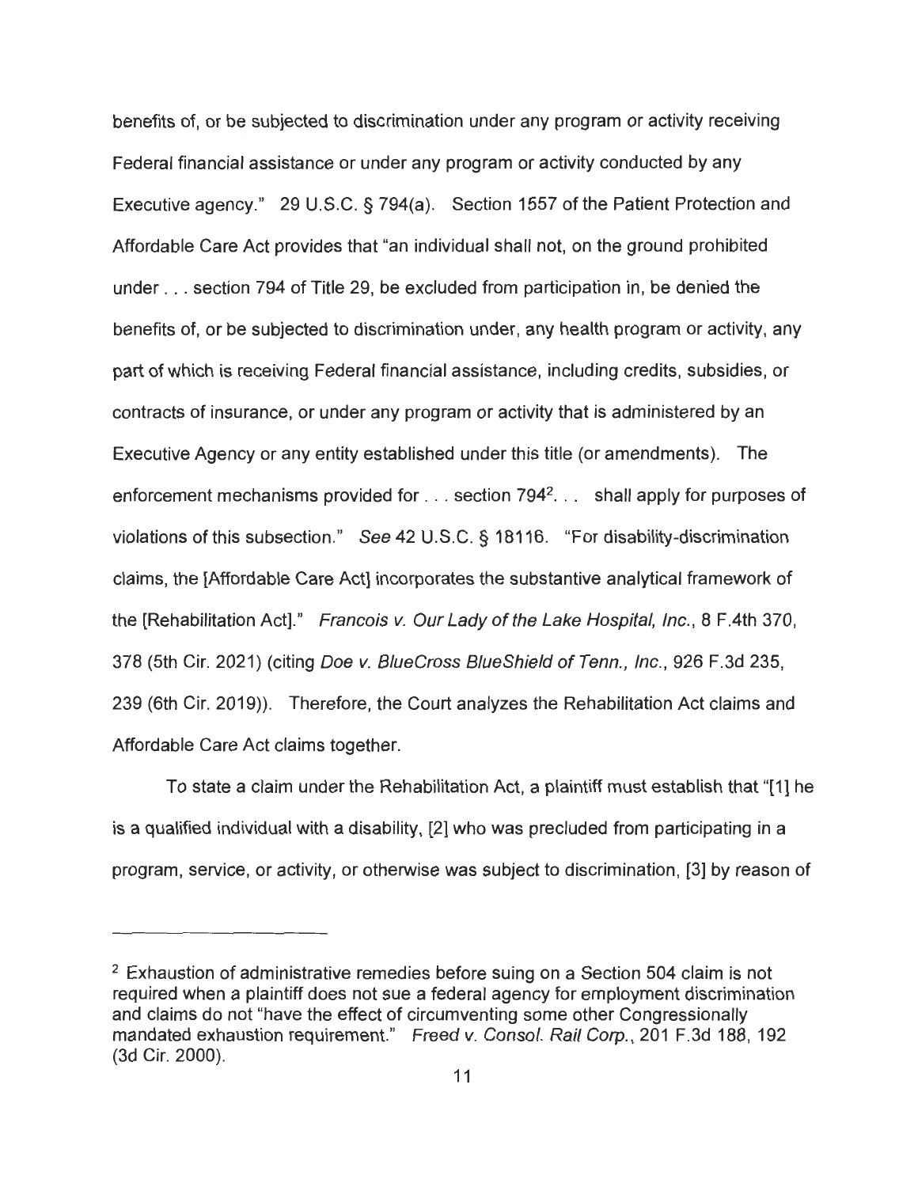benefits of, or be subjected to discrimination under any program or activity receiving Federal financial assistance or under any program or activity conducted by any Executive agency." 29 U.S.C. § 794(a). Section 1557 of the Patient Protection and Affordable Care Act provides that "an individual shall not, on the ground prohibited under . . . section 794 of Title 29, be excluded from participation in, be denied the benefits of, or be subjected to discrimination under, any health program or activity, any part of which is receiving Federal financial assistance, including credits, subsidies, or contracts of insurance, or under any program or activity that is administered by an Executive Agency or any entity established under this title (or amendments). The enforcement mechanisms provided for . . . section 794[2]. . . shall apply for purposes of violations of this subsection." *See* 42 U.S.C. § 18116. "For disability-discrimination claims, the [Affordable Care Act] incorporates the substantive analytical framework of the [Rehabilitation Act]." *Francois v. Our Lady of the Lake Hospital, Inc.*, 8 F.4th 370, 378 (5th Cir. 2021) (citing *Doe v. BlueCross BlueShield of Tenn., Inc.*, 926 F.3d 235, 239 (6th Cir. 2019)). Therefore, the Court analyzes the Rehabilitation Act claims and Affordable Care Act claims together.

To state a claim under the Rehabilitation Act, a plaintiff must establish that "[1] he is a qualified individual with a disability, [2] who was precluded from participating in a program, service, or activity, or otherwise was subject to discrimination, [3] by reason of

---

[2] Exhaustion of administrative remedies before suing on a Section 504 claim is not required when a plaintiff does not sue a federal agency for employment discrimination and claims do not "have the effect of circumventing some other Congressionally mandated exhaustion requirement." *Freed v. Consol. Rail Corp.*, 201 F.3d 188, 192 (3d Cir. 2000).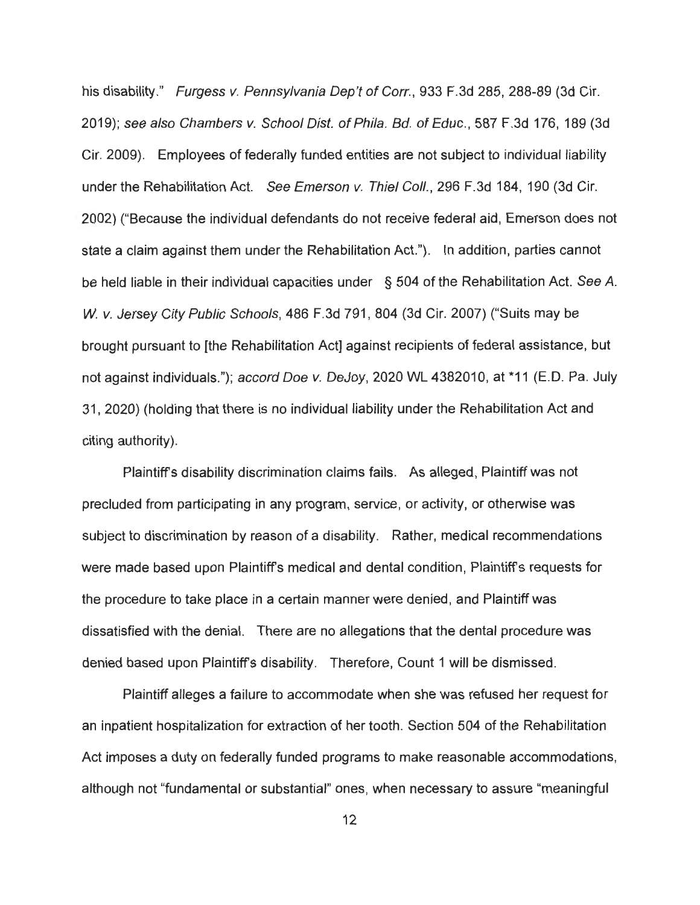his disability." *Furgess v. Pennsylvania Dep't of Corr.*, 933 F.3d 285, 288-89 (3d Cir. 2019); *see also Chambers v. School Dist. of Phila. Bd. of Educ.*, 587 F.3d 176, 189 (3d Cir. 2009). Employees of federally funded entities are not subject to individual liability under the Rehabilitation Act. *See Emerson v. Thiel Coll.*, 296 F.3d 184, 190 (3d Cir. 2002) ("Because the individual defendants do not receive federal aid, Emerson does not state a claim against them under the Rehabilitation Act."). In addition, parties cannot be held liable in their individual capacities under § 504 of the Rehabilitation Act. *See A. W. v. Jersey City Public Schools*, 486 F.3d 791, 804 (3d Cir. 2007) ("Suits may be brought pursuant to [the Rehabilitation Act] against recipients of federal assistance, but not against individuals."); *accord Doe v. DeJoy*, 2020 WL 4382010, at *11 (E.D. Pa. July 31, 2020) (holding that there is no individual liability under the Rehabilitation Act and citing authority).

Plaintiff's disability discrimination claims fails. As alleged, Plaintiff was not precluded from participating in any program, service, or activity, or otherwise was subject to discrimination by reason of a disability. Rather, medical recommendations were made based upon Plaintiff's medical and dental condition, Plaintiff's requests for the procedure to take place in a certain manner were denied, and Plaintiff was dissatisfied with the denial. There are no allegations that the dental procedure was denied based upon Plaintiff's disability. Therefore, Count 1 will be dismissed.

Plaintiff alleges a failure to accommodate when she was refused her request for an inpatient hospitalization for extraction of her tooth. Section 504 of the Rehabilitation Act imposes a duty on federally funded programs to make reasonable accommodations, although not "fundamental or substantial" ones, when necessary to assure "meaningful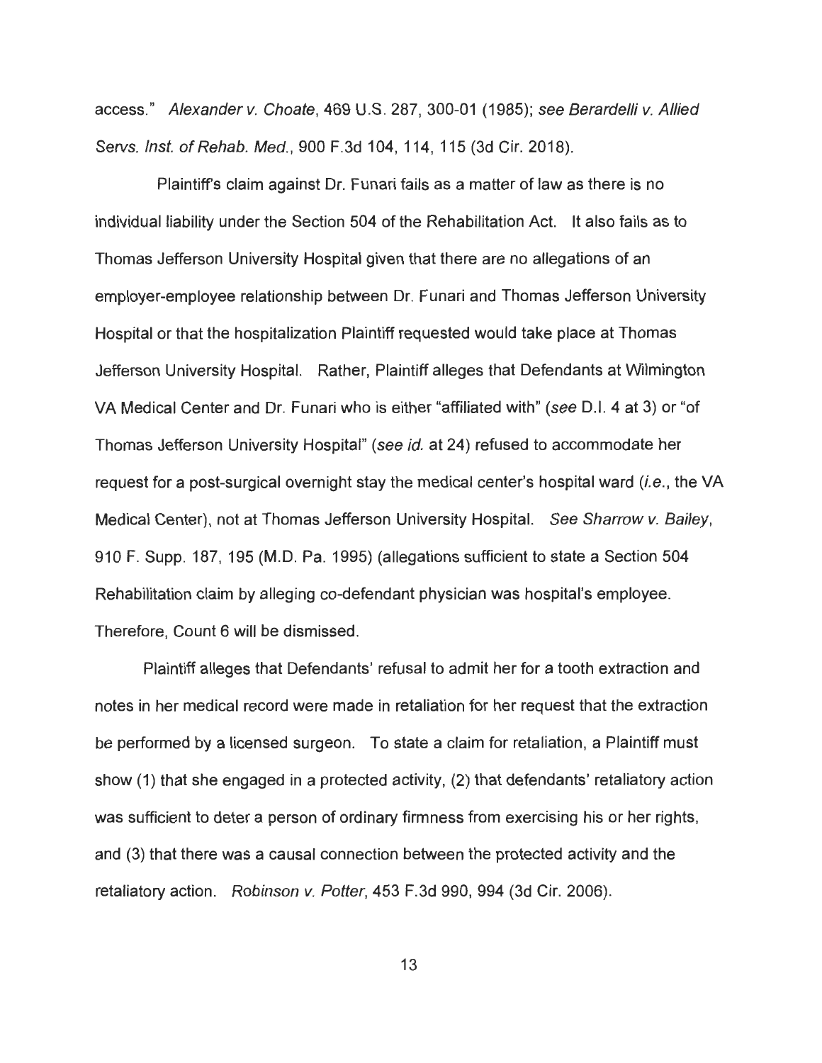access." *Alexander v. Choate*, 469 U.S. 287, 300-01 (1985); *see Berardelli v. Allied Servs. Inst. of Rehab. Med.*, 900 F.3d 104, 114, 115 (3d Cir. 2018).

Plaintiff's claim against Dr. Funari fails as a matter of law as there is no individual liability under the Section 504 of the Rehabilitation Act. It also fails as to Thomas Jefferson University Hospital given that there are no allegations of an employer-employee relationship between Dr. Funari and Thomas Jefferson University Hospital or that the hospitalization Plaintiff requested would take place at Thomas Jefferson University Hospital. Rather, Plaintiff alleges that Defendants at Wilmington VA Medical Center and Dr. Funari who is either "affiliated with" (*see* D.I. 4 at 3) or "of Thomas Jefferson University Hospital" (*see id.* at 24) refused to accommodate her request for a post-surgical overnight stay the medical center's hospital ward (*i.e.*, the VA Medical Center), not at Thomas Jefferson University Hospital. *See Sharrow v. Bailey*, 910 F. Supp. 187, 195 (M.D. Pa. 1995) (allegations sufficient to state a Section 504 Rehabilitation claim by alleging co-defendant physician was hospital's employee. Therefore, Count 6 will be dismissed.

Plaintiff alleges that Defendants' refusal to admit her for a tooth extraction and notes in her medical record were made in retaliation for her request that the extraction be performed by a licensed surgeon. To state a claim for retaliation, a Plaintiff must show (1) that she engaged in a protected activity, (2) that defendants' retaliatory action was sufficient to deter a person of ordinary firmness from exercising his or her rights, and (3) that there was a causal connection between the protected activity and the retaliatory action. *Robinson v. Potter*, 453 F.3d 990, 994 (3d Cir. 2006).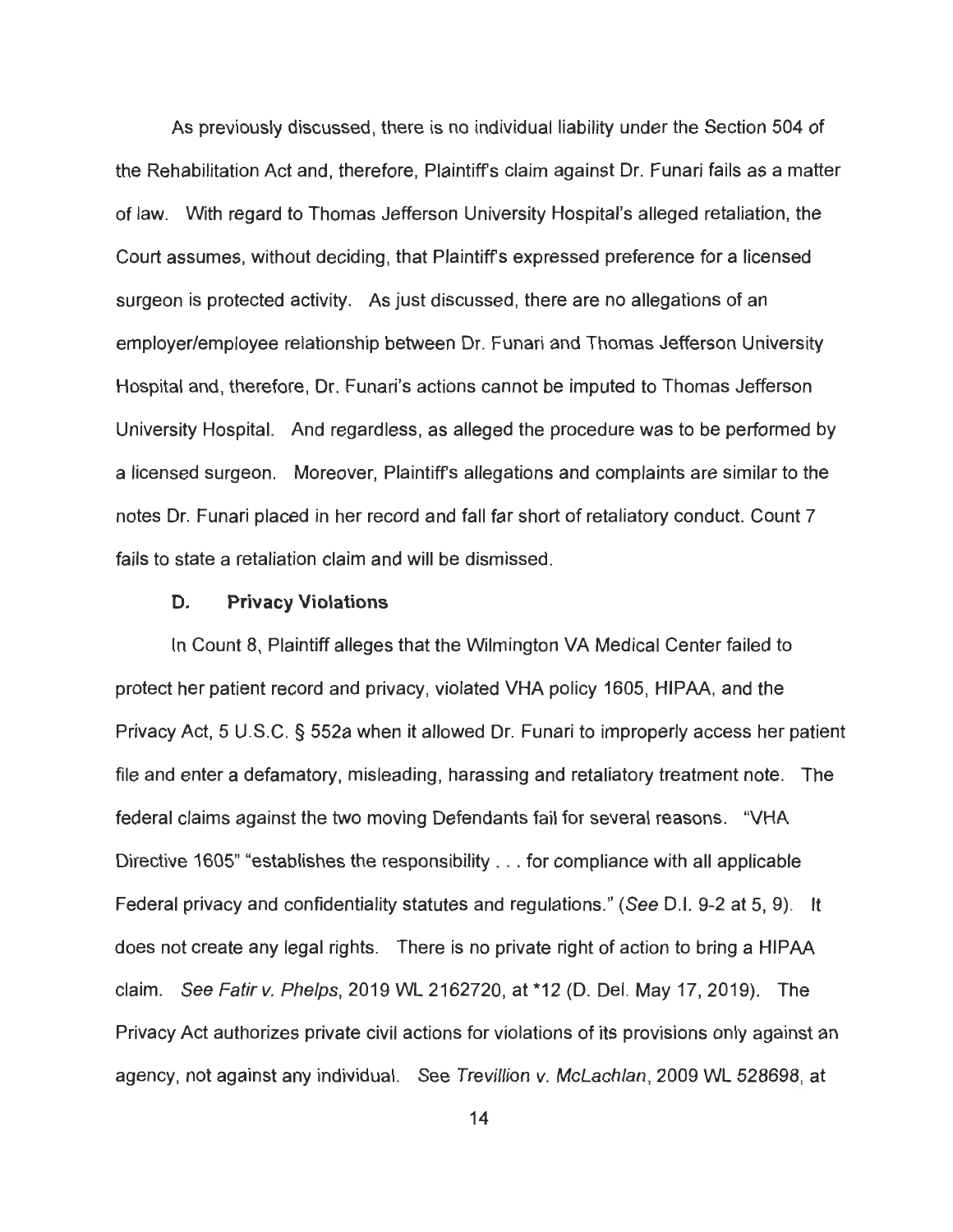As previously discussed, there is no individual liability under the Section 504 of the Rehabilitation Act and, therefore, Plaintiff's claim against Dr. Funari fails as a matter of law. With regard to Thomas Jefferson University Hospital's alleged retaliation, the Court assumes, without deciding, that Plaintiff's expressed preference for a licensed surgeon is protected activity. As just discussed, there are no allegations of an employer/employee relationship between Dr. Funari and Thomas Jefferson University Hospital and, therefore, Dr. Funari's actions cannot be imputed to Thomas Jefferson University Hospital. And regardless, as alleged the procedure was to be performed by a licensed surgeon. Moreover, Plaintiff's allegations and complaints are similar to the notes Dr. Funari placed in her record and fall far short of retaliatory conduct. Count 7 fails to state a retaliation claim and will be dismissed.

### D. Privacy Violations

In Count 8, Plaintiff alleges that the Wilmington VA Medical Center failed to protect her patient record and privacy, violated VHA policy 1605, HIPAA, and the Privacy Act, 5 U.S.C. § 552a when it allowed Dr. Funari to improperly access her patient file and enter a defamatory, misleading, harassing and retaliatory treatment note. The federal claims against the two moving Defendants fail for several reasons. "VHA Directive 1605" "establishes the responsibility . . . for compliance with all applicable Federal privacy and confidentiality statutes and regulations." (*See* D.I. 9-2 at 5, 9). It does not create any legal rights. There is no private right of action to bring a HIPAA claim. *See Fatir v. Phelps*, 2019 WL 2162720, at *12 (D. Del. May 17, 2019). The Privacy Act authorizes private civil actions for violations of its provisions only against an agency, not against any individual. See *Trevillion v. McLachlan*, 2009 WL 528698, at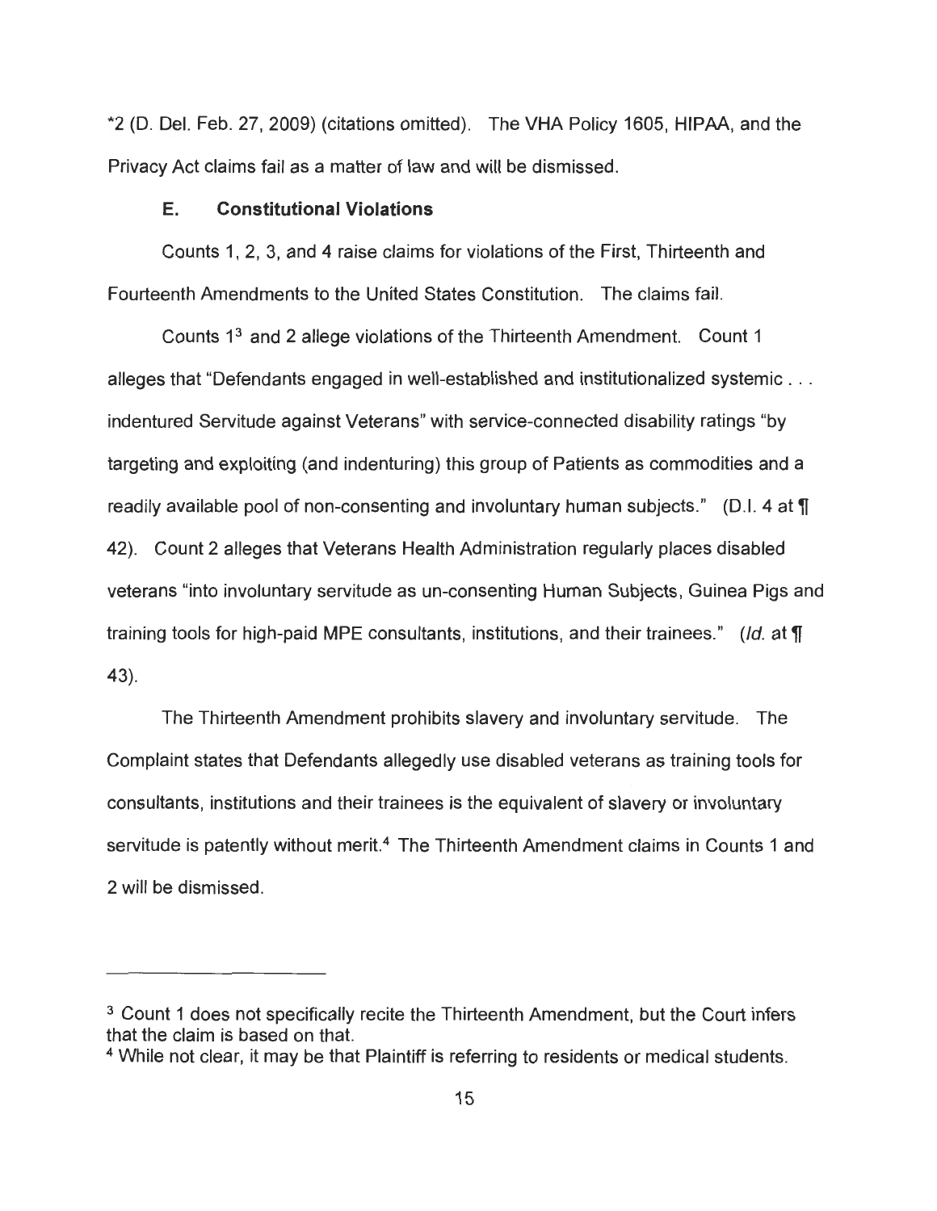*2 (D. Del. Feb. 27, 2009) (citations omitted). The VHA Policy 1605, HIPAA, and the Privacy Act claims fail as a matter of law and will be dismissed.

### E. Constitutional Violations

Counts 1, 2, 3, and 4 raise claims for violations of the First, Thirteenth and Fourteenth Amendments to the United States Constitution. The claims fail.

Counts 1[3] and 2 allege violations of the Thirteenth Amendment. Count 1 alleges that "Defendants engaged in well-established and institutionalized systemic . . . indentured Servitude against Veterans" with service-connected disability ratings "by targeting and exploiting (and indenturing) this group of Patients as commodities and a readily available pool of non-consenting and involuntary human subjects." (D.I. 4 at ¶ 42). Count 2 alleges that Veterans Health Administration regularly places disabled veterans "into involuntary servitude as un-consenting Human Subjects, Guinea Pigs and training tools for high-paid MPE consultants, institutions, and their trainees." (*Id.* at ¶ 43).

The Thirteenth Amendment prohibits slavery and involuntary servitude. The Complaint states that Defendants allegedly use disabled veterans as training tools for consultants, institutions and their trainees is the equivalent of slavery or involuntary servitude is patently without merit.[4] The Thirteenth Amendment claims in Counts 1 and 2 will be dismissed.

---

[3] Count 1 does not specifically recite the Thirteenth Amendment, but the Court infers that the claim is based on that.

[4] While not clear, it may be that Plaintiff is referring to residents or medical students.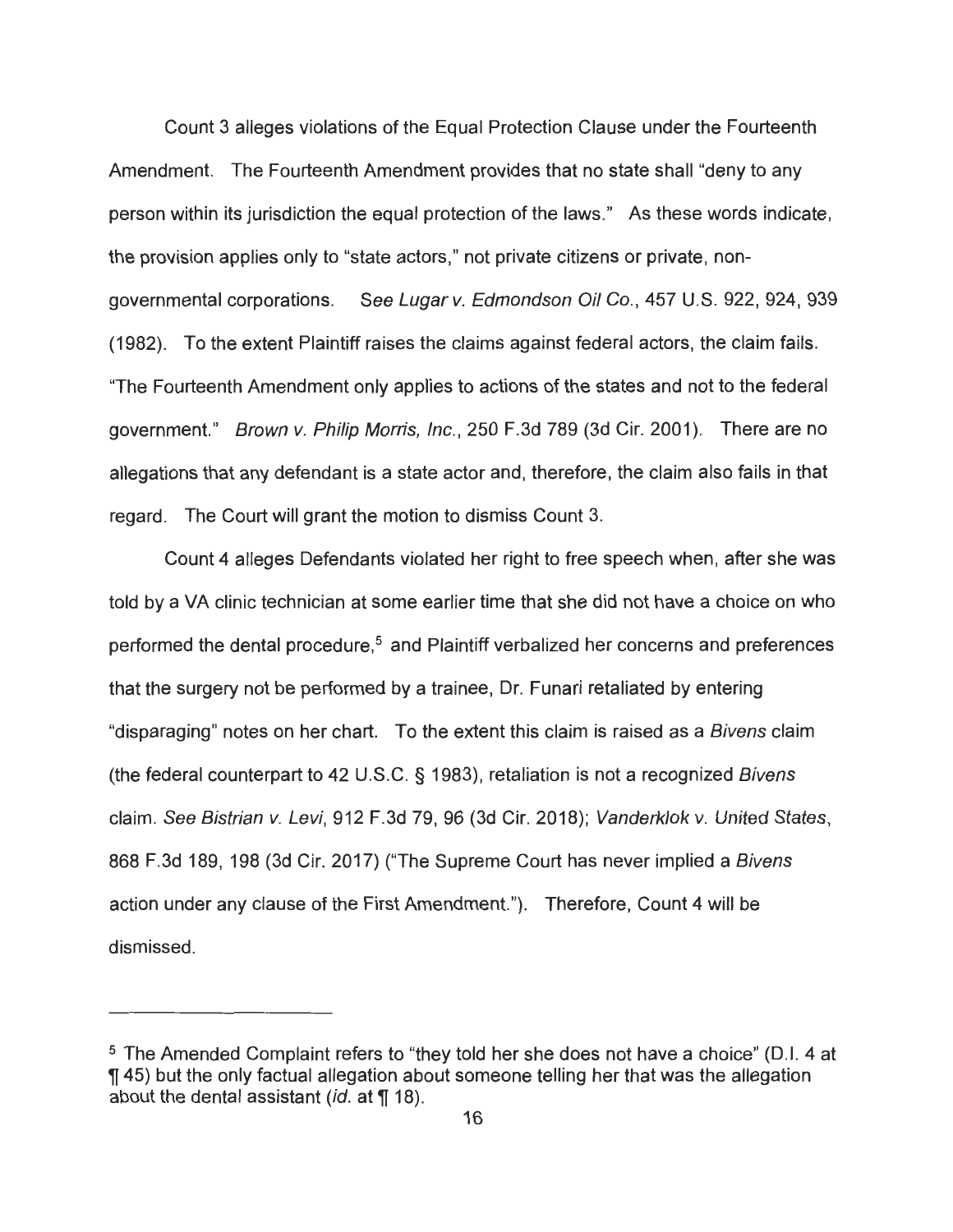Count 3 alleges violations of the Equal Protection Clause under the Fourteenth Amendment. The Fourteenth Amendment provides that no state shall "deny to any person within its jurisdiction the equal protection of the laws." As these words indicate, the provision applies only to "state actors," not private citizens or private, non-governmental corporations. *See Lugar v. Edmondson Oil Co.*, 457 U.S. 922, 924, 939 (1982). To the extent Plaintiff raises the claims against federal actors, the claim fails. "The Fourteenth Amendment only applies to actions of the states and not to the federal government." *Brown v. Philip Morris, Inc.*, 250 F.3d 789 (3d Cir. 2001). There are no allegations that any defendant is a state actor and, therefore, the claim also fails in that regard. The Court will grant the motion to dismiss Count 3.

Count 4 alleges Defendants violated her right to free speech when, after she was told by a VA clinic technician at some earlier time that she did not have a choice on who performed the dental procedure,[5] and Plaintiff verbalized her concerns and preferences that the surgery not be performed by a trainee, Dr. Funari retaliated by entering "disparaging" notes on her chart. To the extent this claim is raised as a *Bivens* claim (the federal counterpart to 42 U.S.C. § 1983), retaliation is not a recognized *Bivens* claim. *See Bistrian v. Levi*, 912 F.3d 79, 96 (3d Cir. 2018); *Vanderklok v. United States*, 868 F.3d 189, 198 (3d Cir. 2017) ("The Supreme Court has never implied a *Bivens* action under any clause of the First Amendment."). Therefore, Count 4 will be dismissed.

---

[5] The Amended Complaint refers to "they told her she does not have a choice" (D.I. 4 at ¶ 45) but the only factual allegation about someone telling her that was the allegation about the dental assistant (*id.* at ¶ 18).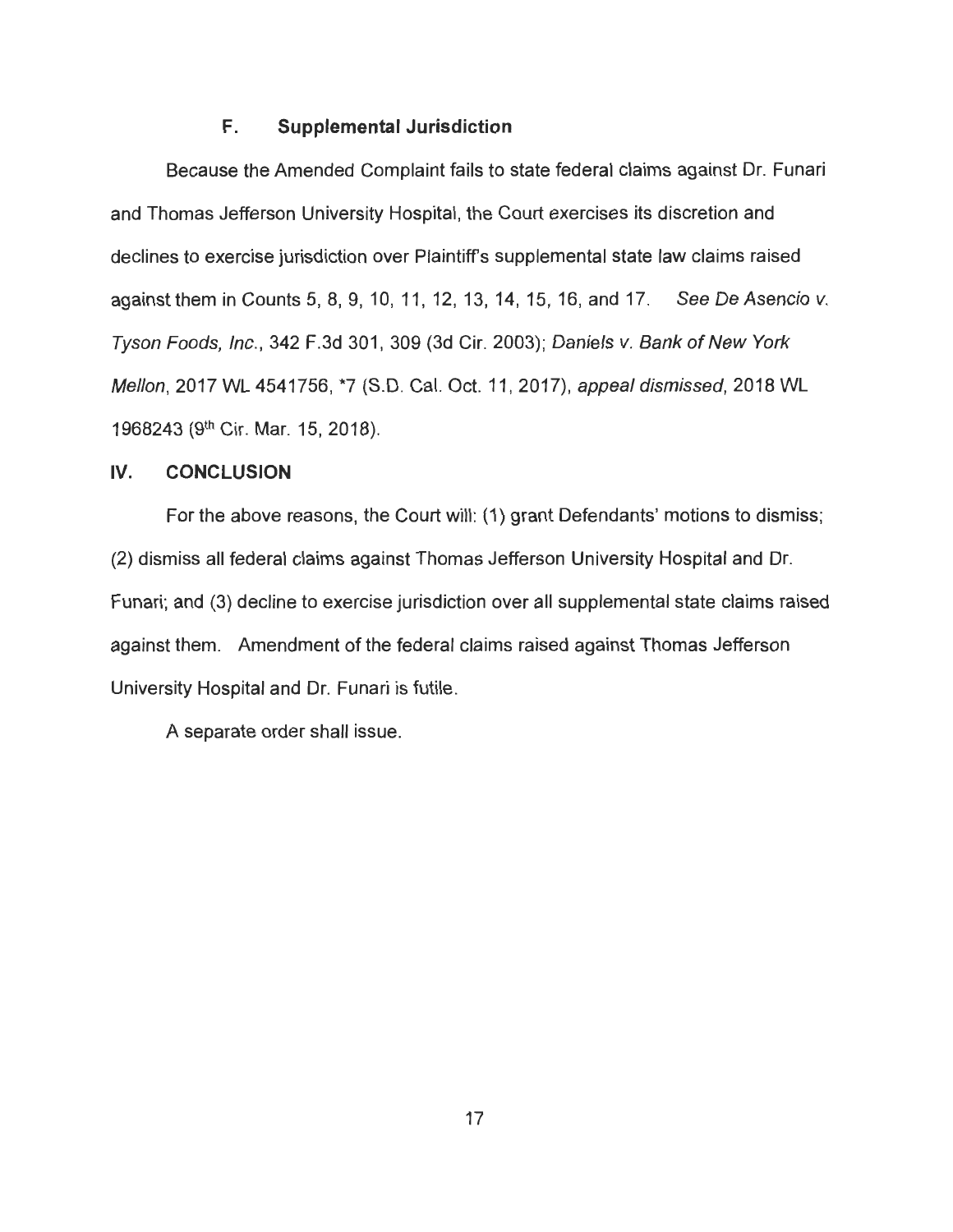### F. Supplemental Jurisdiction

Because the Amended Complaint fails to state federal claims against Dr. Funari and Thomas Jefferson University Hospital, the Court exercises its discretion and declines to exercise jurisdiction over Plaintiff's supplemental state law claims raised against them in Counts 5, 8, 9, 10, 11, 12, 13, 14, 15, 16, and 17. *See De Asencio v. Tyson Foods, Inc.*, 342 F.3d 301, 309 (3d Cir. 2003); *Daniels v. Bank of New York Mellon*, 2017 WL 4541756, *7 (S.D. Cal. Oct. 11, 2017), *appeal dismissed*, 2018 WL 1968243 (9th Cir. Mar. 15, 2018).

## IV. CONCLUSION

For the above reasons, the Court will: (1) grant Defendants' motions to dismiss; (2) dismiss all federal claims against Thomas Jefferson University Hospital and Dr. Funari; and (3) decline to exercise jurisdiction over all supplemental state claims raised against them. Amendment of the federal claims raised against Thomas Jefferson University Hospital and Dr. Funari is futile.

A separate order shall issue.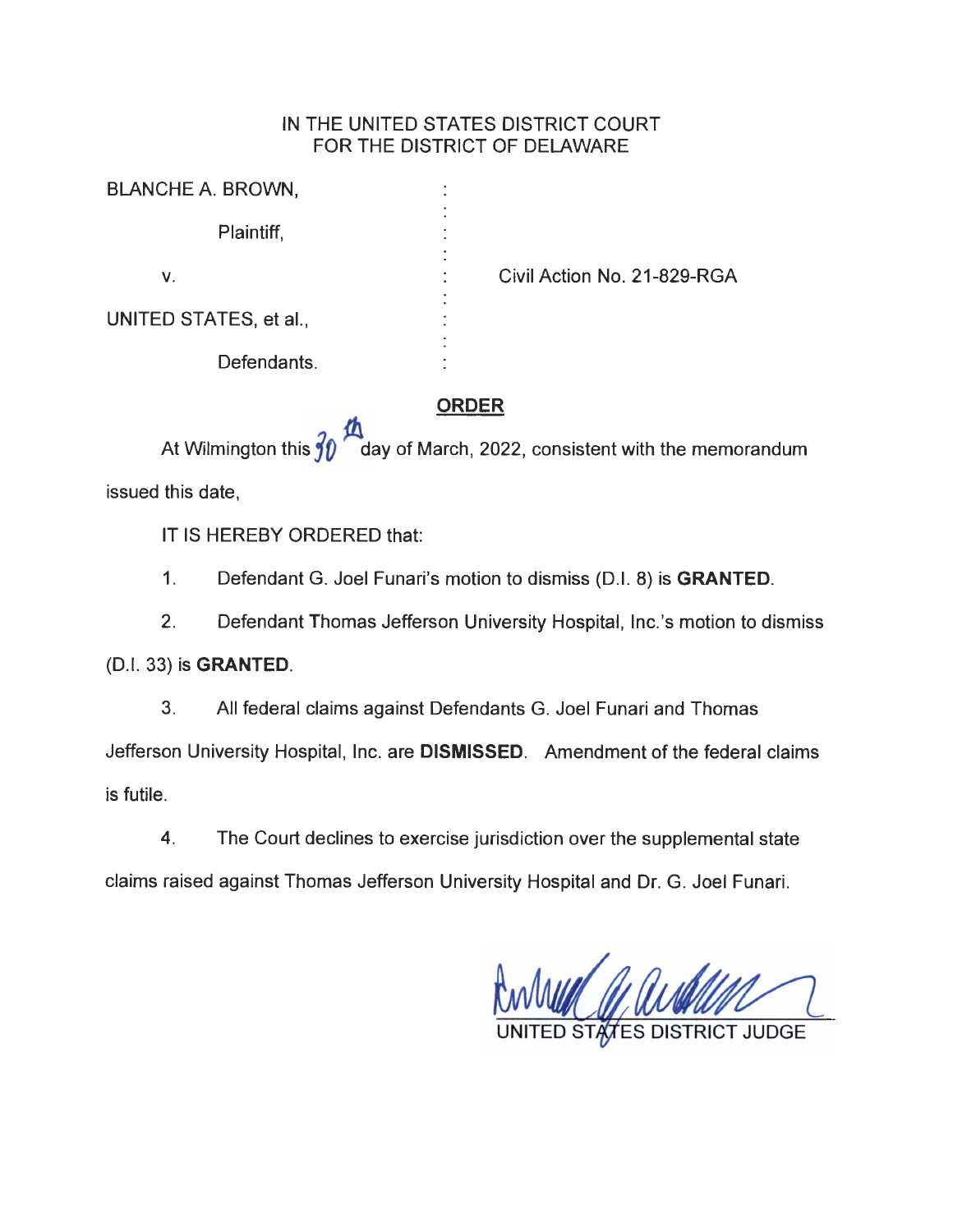IN THE UNITED STATES DISTRICT COURT
FOR THE DISTRICT OF DELAWARE

BLANCHE A. BROWN, :
:
Plaintiff, :
:
v. : Civil Action No. 21-829-RGA
:
UNITED STATES, et al., :
:
Defendants. :

**ORDER**

At Wilmington this 30th day of March, 2022, consistent with the memorandum issued this date,

IT IS HEREBY ORDERED that:

1. Defendant G. Joel Funari's motion to dismiss (D.I. 8) is **GRANTED**.

2. Defendant Thomas Jefferson University Hospital, Inc.'s motion to dismiss (D.I. 33) is **GRANTED**.

3. All federal claims against Defendants G. Joel Funari and Thomas Jefferson University Hospital, Inc. are **DISMISSED**. Amendment of the federal claims is futile.

4. The Court declines to exercise jurisdiction over the supplemental state claims raised against Thomas Jefferson University Hospital and Dr. G. Joel Funari.

UNITED STATES DISTRICT JUDGE